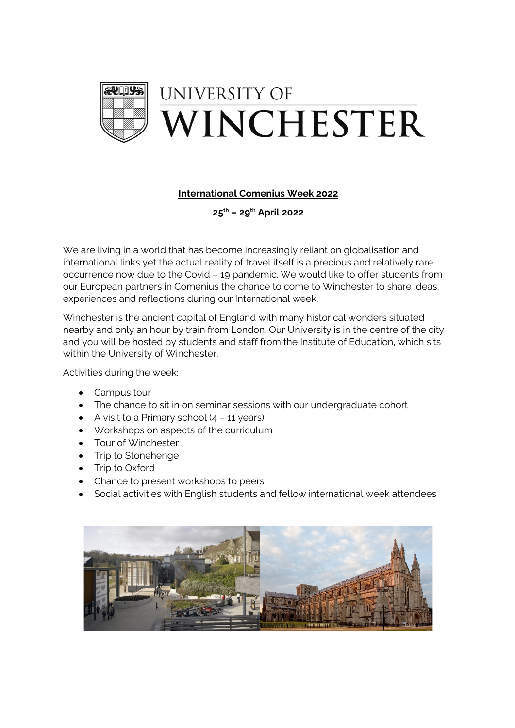UNIVERSITY OF

# WINCHESTER

**International Comenius Week 2022**

**25th – 29th April 2022**

We are living in a world that has become increasingly reliant on globalisation and international links yet the actual reality of travel itself is a precious and relatively rare occurrence now due to the Covid – 19 pandemic. We would like to offer students from our European partners in Comenius the chance to come to Winchester to share ideas, experiences and reflections during our International week.

Winchester is the ancient capital of England with many historical wonders situated nearby and only an hour by train from London. Our University is in the centre of the city and you will be hosted by students and staff from the Institute of Education, which sits within the University of Winchester.

Activities during the week:

- Campus tour
- The chance to sit in on seminar sessions with our undergraduate cohort
- A visit to a Primary school (4 – 11 years)
- Workshops on aspects of the curriculum
- Tour of Winchester
- Trip to Stonehenge
- Trip to Oxford
- Chance to present workshops to peers
- Social activities with English students and fellow international week attendees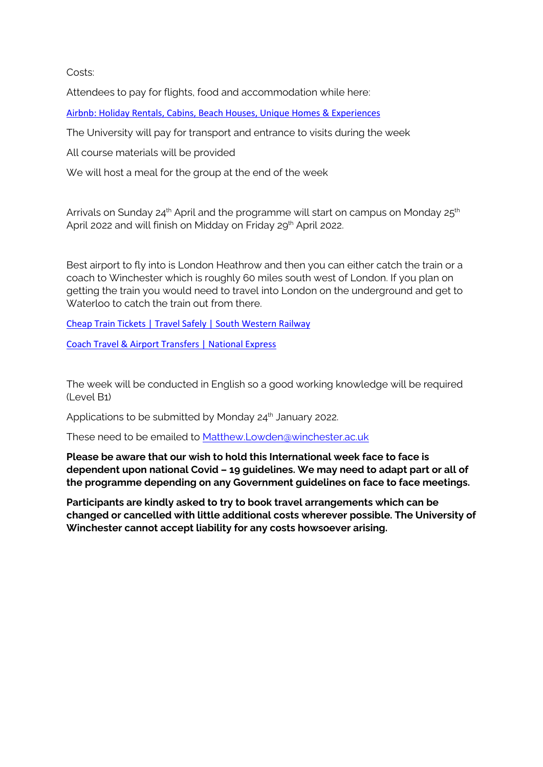Costs:

Attendees to pay for flights, food and accommodation while here:

[Airbnb: Holiday Rentals, Cabins, Beach Houses, Unique Homes & Experiences]

The University will pay for transport and entrance to visits during the week

All course materials will be provided

We will host a meal for the group at the end of the week

Arrivals on Sunday 24th April and the programme will start on campus on Monday 25th April 2022 and will finish on Midday on Friday 29th April 2022.

Best airport to fly into is London Heathrow and then you can either catch the train or a coach to Winchester which is roughly 60 miles south west of London. If you plan on getting the train you would need to travel into London on the underground and get to Waterloo to catch the train out from there.

[Cheap Train Tickets | Travel Safely | South Western Railway]

[Coach Travel & Airport Transfers | National Express]

The week will be conducted in English so a good working knowledge will be required (Level B1)

Applications to be submitted by Monday 24th January 2022.

These need to be emailed to Matthew.Lowden@winchester.ac.uk

**Please be aware that our wish to hold this International week face to face is dependent upon national Covid – 19 guidelines. We may need to adapt part or all of the programme depending on any Government guidelines on face to face meetings.**

**Participants are kindly asked to try to book travel arrangements which can be changed or cancelled with little additional costs wherever possible. The University of Winchester cannot accept liability for any costs howsoever arising.**